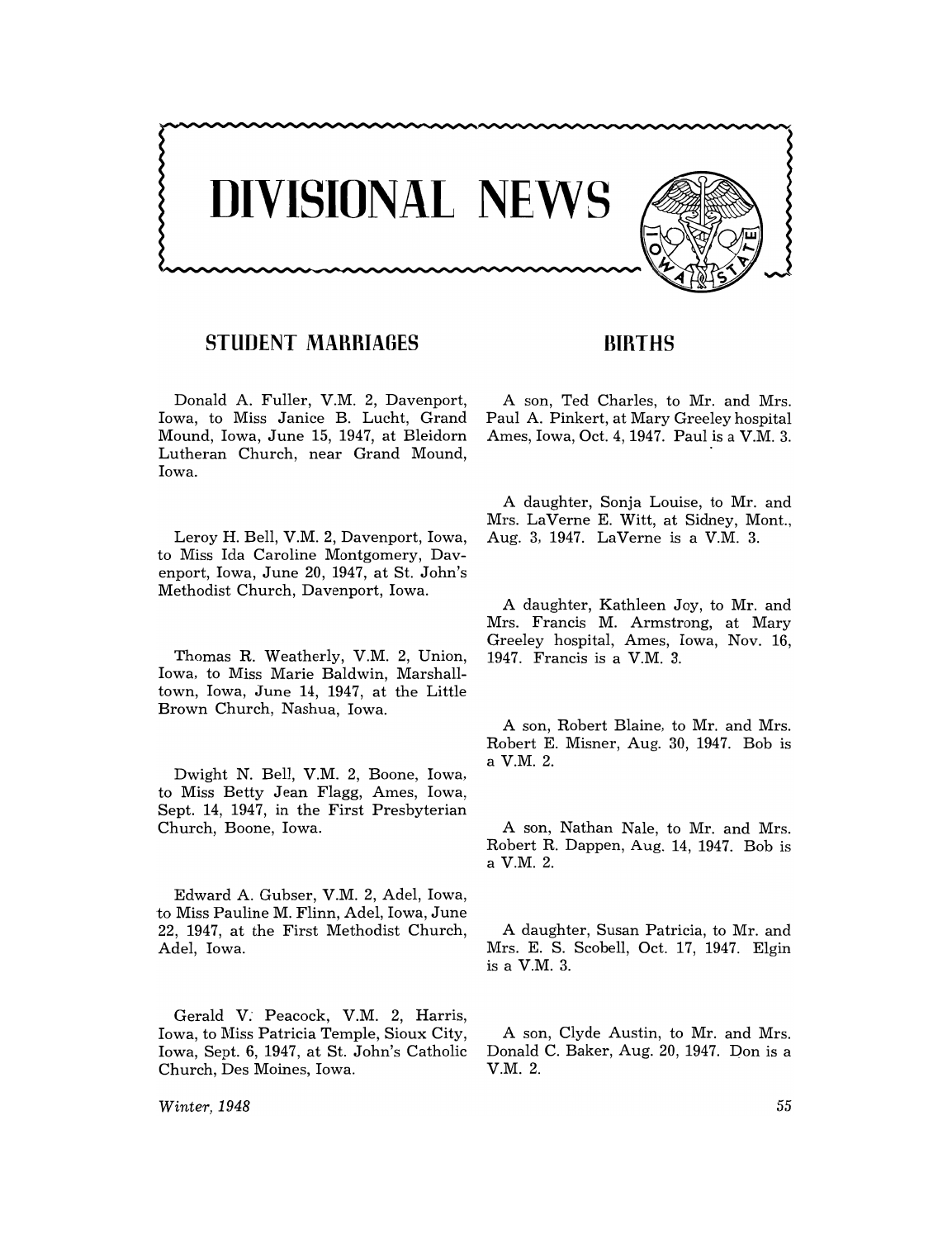# DIVISIONAL NEWS

## STUDENT MARRIAGES

Donald A. Fuller, V.M. 2, Davenport, Iowa, to Miss Janice B. Lucht, Grand Mound, Iowa, June 15, 1947, at Bleidorn Lutheran Church, near Grand Mound, Iowa.

Leroy H. Bell, V.M. 2, Davenport, Iowa, to Miss Ida Caroline Montgomery, Davenport, Iowa, June 20, 1947, at St. John's Methodist Church, Davenport, Iowa.

Thomas R. Weatherly, V.M. 2, Union, Iowa, to Miss Marie Baldwin, Marshalltown, Iowa, June 14, 1947, at the Little Brown Church, Nashua, Iowa.

Dwight N. Bell, V.M. 2, Boone, Iowa, to Miss Betty Jean Flagg, Ames, Iowa, Sept. 14, 1947, in the First Presbyterian Church, Boone, Iowa.

Edward A. Gubser, V.M. 2, Adel, Iowa, to Miss Pauline M. Flinn, Adel, Iowa, June 22, 1947, at the First Methodist Church, Adel, Iowa.

Gerald V. Peacock, V.M. 2, Harris, Iowa, to Miss Patricia Temple, Sioux City, Iowa, Sept. 6, 1947, at St. John's Catholic Church, Des Moines, Iowa.

## BIRTHS

A son, Ted Charles, to Mr. and Mrs. Paul A. Pinkert, at Mary Greeley hospital Ames, Iowa, Oct. 4, 1947. Paul is a V.M. 3.

A daughter, Sonja Louise, to Mr. and Mrs. LaVerne E. Witt, at Sidney, Mont., Aug. 3, 1947. LaVerne is a V.M. 3.

A daughter, Kathleen Joy, to Mr. and Mrs. Francis M. Armstrong, at Mary Greeley hospital, Ames, Iowa, Nov. 16, 1947. Francis is a V.M. 3.

A son, Robert Blaine, to Mr. and Mrs. Robert E. Misner, Aug. 30, 1947. Bob is a V.M. 2.

A son, Nathan Nale, to Mr. and Mrs. Robert R. Dappen, Aug. 14, 1947. Bob is a V.M. 2.

A daughter, Susan Patricia, to Mr. and Mrs. E. S. Scobell, Oct. 17, 1947. Elgin is a V.M. 3.

A son, Clyde Austin, to Mr. and Mrs. Donald C. Baker, Aug. 20, 1947. Don is a V.M. 2.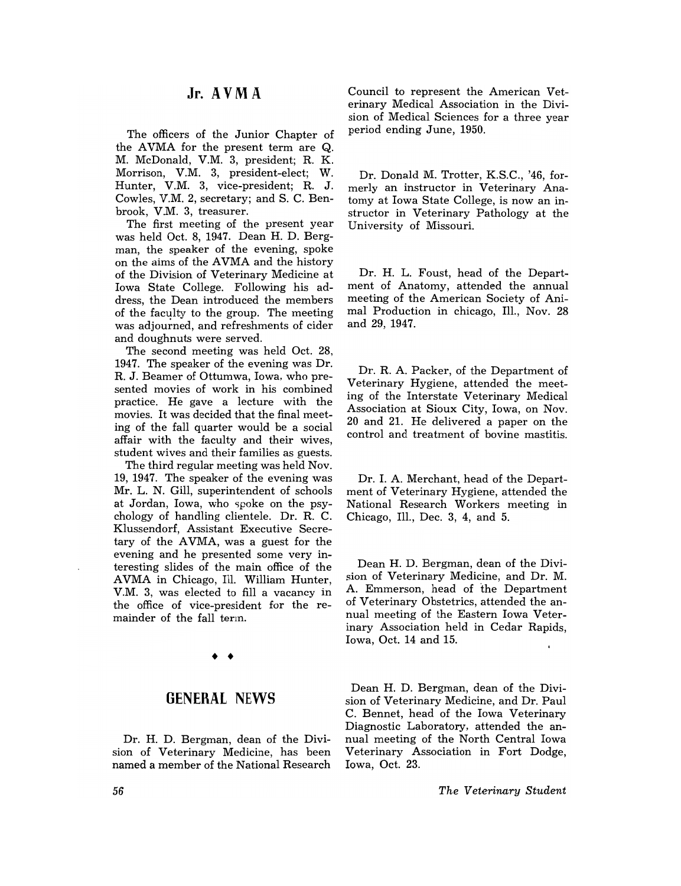## Jr. AVMA

The officers of the Junior Chapter of the AVMA for the present term are Q. M. McDonald, V.M. 3, president; R. K. Morrison, V.M. 3, president-elect; W. Hunter, V.M. 3, vice-president; R. J. Cowles, V.M. 2, secretary; and S. C. Benbrook, V.M. 3, treasurer.

The first meeting of the present year was held Oct. 8, 1947. Dean H. D. Bergman, the speaker of the evening, spoke on the aims of the AVMA and the history of the Division of Veterinary Medicine at Iowa State College. Following his address, the Dean introduced the members of the faculty to the group. The meeting was adjourned, and refreshments of cider and doughnuts were served.

The second meeting was held Oct. 28, 1947. The speaker of the evening was Dr. R. J. Beamer of Ottumwa, Iowa, who presented movies of work in his combined practice. He gave a lecture with the movies. It was decided that the final meeting of the fall quarter would be a social affair with the faculty and their wives, student wives and their families as guests.

The third regular meeting was held Nov. 19, 1947. The speaker of the evening was Mr. L. N. Gill, superintendent of schools at Jordan, Iowa, who spoke on the psychology of handling clientele. Dr. R. C. Klussendorf, Assistant Executive Secretary of the AVMA, was a guest for the evening and he presented some very interesting slides of the main office of the AVMA in Chicago, Ill. William Hunter, V.M. 3, was elected to fill a vacancy in the office of vice-president for the remainder of the fall term.

◆ ◆

## GENERAL NEWS

Dr. H. D. Bergman, dean of the Division of Veterinary Medicine, has been named a member of the National Research Council to represent the American Veterinary Medical Association in the Division of Medical Sciences for a three year period ending June, 1950.

Dr. Donald M. Trotter, K.S.C., '46, formerly an instructor in Veterinary Anatomy at Iowa State College, is now an instructor in Veterinary Pathology at the University of Missouri.

Dr. H. L. Foust, head of the Department of Anatomy, attended the annual meeting of the American Society of Animal Production in chicago, Ill., Nov. 28 and 29, 1947.

Dr. R. A. Packer, of the Department of Veterinary Hygiene, attended the meeting of the Interstate Veterinary Medical Association at Sioux City, Iowa, on Nov. 20 and 21. He delivered a paper on the control and treatment of bovine mastitis.

Dr. I. A. Merchant, head of the Department of Veterinary Hygiene, attended the National Research Workers meeting in Chicago, Ill., Dec. 3, 4, and 5.

Dean H. D. Bergman, dean of the Division of Veterinary Medicine, and Dr. M. A. Emmerson, head of the Department of Veterinary Obstetrics, attended the annual meeting of the Eastern Iowa Veterinary Association held in Cedar Rapids, Iowa, Oct. 14 and 15.

Dean H. D. Bergman, dean of the Division of Veterinary Medicine, and Dr. Paul C. Bennet, head of the Iowa Veterinary Diagnostic Laboratory, attended the annual meeting of the North Central Iowa Veterinary Association in Fort Dodge, Iowa, Oct. 23.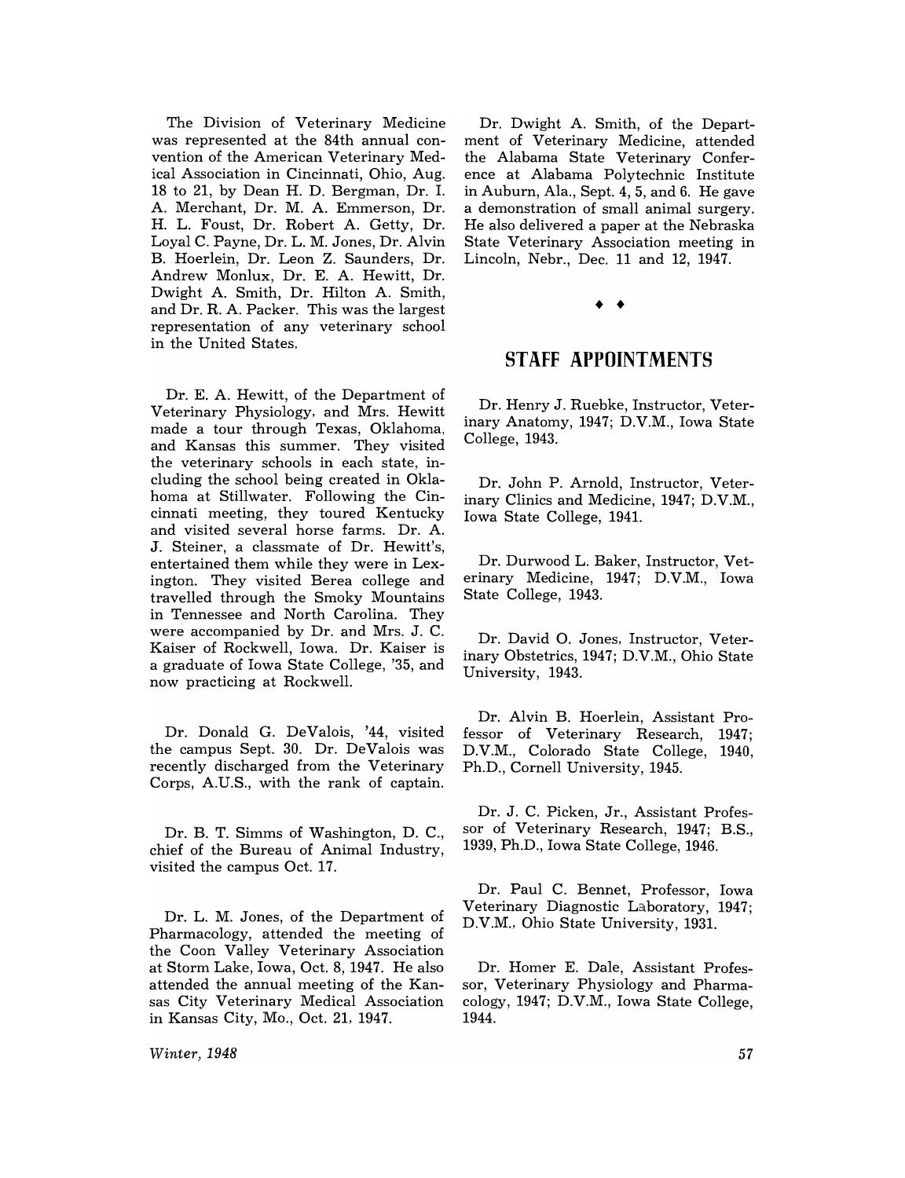The Division of Veterinary Medicine was represented at the 84th annual convention of the American Veterinary Medical Association in Cincinnati, Ohio, Aug. 18 to 21, by Dean H. D. Bergman, Dr. I. A. Merchant, Dr. M. A. Emmerson, Dr. H. L. Foust, Dr. Robert A. Getty, Dr. Loyal C. Payne, Dr. L. M. Jones, Dr. Alvin B. Hoerlein, Dr. Leon Z. Saunders, Dr. Andrew Monlux, Dr. E. A. Hewitt, Dr. Dwight A. Smith, Dr. Hilton A. Smith, and Dr. R. A. Packer. This was the largest representation of any veterinary school in the United States.

Dr. E. A. Hewitt, of the Department of Veterinary Physiology, and Mrs. Hewitt made a tour through Texas, Oklahoma, and Kansas this summer. They visited the veterinary schools in each state, including the school being created in Oklahoma at Stillwater. Following the Cincinnati meeting, they toured Kentucky and visited several horse farms. Dr. A. J. Steiner, a classmate of Dr. Hewitt's, entertained them while they were in Lexington. They visited Berea college and travelled through the Smoky Mountains in Tennessee and North Carolina. They were accompanied by Dr. and Mrs. J. C. Kaiser of Rockwell, Iowa. Dr. Kaiser is a graduate of Iowa State College, '35, and now practicing at Rockwell.

Dr. Donald G. DeValois, '44, visited the campus Sept. 30. Dr. DeValois was recently discharged from the Veterinary Corps, A.U.S., with the rank of captain.

Dr. B. T. Simms of Washington, D. C., chief of the Bureau of Animal Industry, visited the campus Oct. 17.

Dr. L. M. Jones, of the Department of Pharmacology, attended the meeting of the Coon Valley Veterinary Association at Storm Lake, Iowa, Oct. 8, 1947. He also attended the annual meeting of the Kansas City Veterinary Medical Association in Kansas City, Mo., Oct. 21, 1947.

Dr. Dwight A. Smith, of the Department of Veterinary Medicine, attended the Alabama State Veterinary Conference at Alabama Polytechnic Institute in Auburn, Ala., Sept. 4, 5, and 6. He gave a demonstration of small animal surgery. He also delivered a paper at the Nebraska State Veterinary Association meeting in Lincoln, Nebr., Dec. 11 and 12, 1947.

◆ ◆

## STAFF APPOINTMENTS

Dr. Henry J. Ruebke, Instructor, Veterinary Anatomy, 1947; D.V.M., Iowa State College, 1943.

Dr. John P. Arnold, Instructor, Veterinary Clinics and Medicine, 1947; D.V.M., Iowa State College, 1941.

Dr. Durwood L. Baker, Instructor, Veterinary Medicine, 1947; D.V.M., Iowa State College, 1943.

Dr. David O. Jones, Instructor, Veterinary Obstetrics, 1947; D.V.M., Ohio State University, 1943.

Dr. Alvin B. Hoerlein, Assistant Professor of Veterinary Research, 1947; D.V.M., Colorado State College, 1940, Ph.D., Cornell University, 1945.

Dr. J. C. Picken, Jr., Assistant Professor of Veterinary Research, 1947; B.S., 1939, Ph.D., Iowa State College, 1946.

Dr. Paul C. Bennet, Professor, Iowa Veterinary Diagnostic Laboratory, 1947; D.V.M., Ohio State University, 1931.

Dr. Homer E. Dale, Assistant Professor, Veterinary Physiology and Pharmacology, 1947; D.V.M., Iowa State College, 1944.